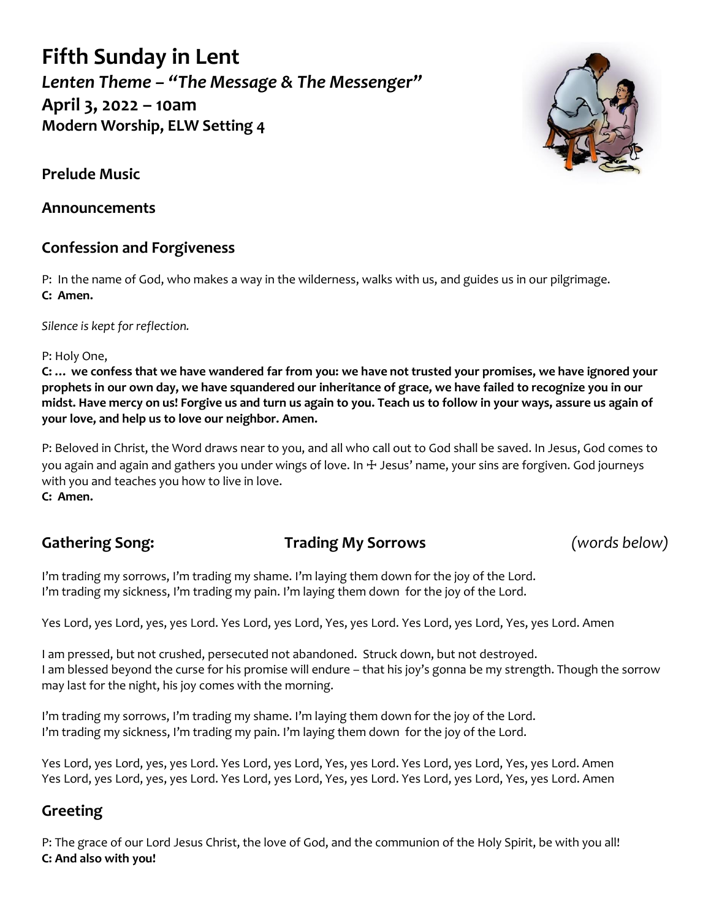# Fifth Sunday in Lent

***Lenten Theme – "The Message & The Messenger"***

**April 3, 2022 – 10am**

**Modern Worship, ELW Setting 4**

## Prelude Music

## Announcements

## Confession and Forgiveness

P: In the name of God, who makes a way in the wilderness, walks with us, and guides us in our pilgrimage.
**C: Amen.**

*Silence is kept for reflection.*

P: Holy One,
**C: … we confess that we have wandered far from you: we have not trusted your promises, we have ignored your prophets in our own day, we have squandered our inheritance of grace, we have failed to recognize you in our midst. Have mercy on us! Forgive us and turn us again to you. Teach us to follow in your ways, assure us again of your love, and help us to love our neighbor. Amen.**

P: Beloved in Christ, the Word draws near to you, and all who call out to God shall be saved. In Jesus, God comes to you again and again and gathers you under wings of love. In ☩ Jesus' name, your sins are forgiven. God journeys with you and teaches you how to live in love.
**C: Amen.**

## Gathering Song: Trading My Sorrows *(words below)*

I'm trading my sorrows, I'm trading my shame. I'm laying them down for the joy of the Lord.
I'm trading my sickness, I'm trading my pain. I'm laying them down for the joy of the Lord.

Yes Lord, yes Lord, yes, yes Lord. Yes Lord, yes Lord, Yes, yes Lord. Yes Lord, yes Lord, Yes, yes Lord. Amen

I am pressed, but not crushed, persecuted not abandoned. Struck down, but not destroyed.
I am blessed beyond the curse for his promise will endure – that his joy's gonna be my strength. Though the sorrow may last for the night, his joy comes with the morning.

I'm trading my sorrows, I'm trading my shame. I'm laying them down for the joy of the Lord.
I'm trading my sickness, I'm trading my pain. I'm laying them down for the joy of the Lord.

Yes Lord, yes Lord, yes, yes Lord. Yes Lord, yes Lord, Yes, yes Lord. Yes Lord, yes Lord, Yes, yes Lord. Amen
Yes Lord, yes Lord, yes, yes Lord. Yes Lord, yes Lord, Yes, yes Lord. Yes Lord, yes Lord, Yes, yes Lord. Amen

## Greeting

P: The grace of our Lord Jesus Christ, the love of God, and the communion of the Holy Spirit, be with you all!
**C: And also with you!**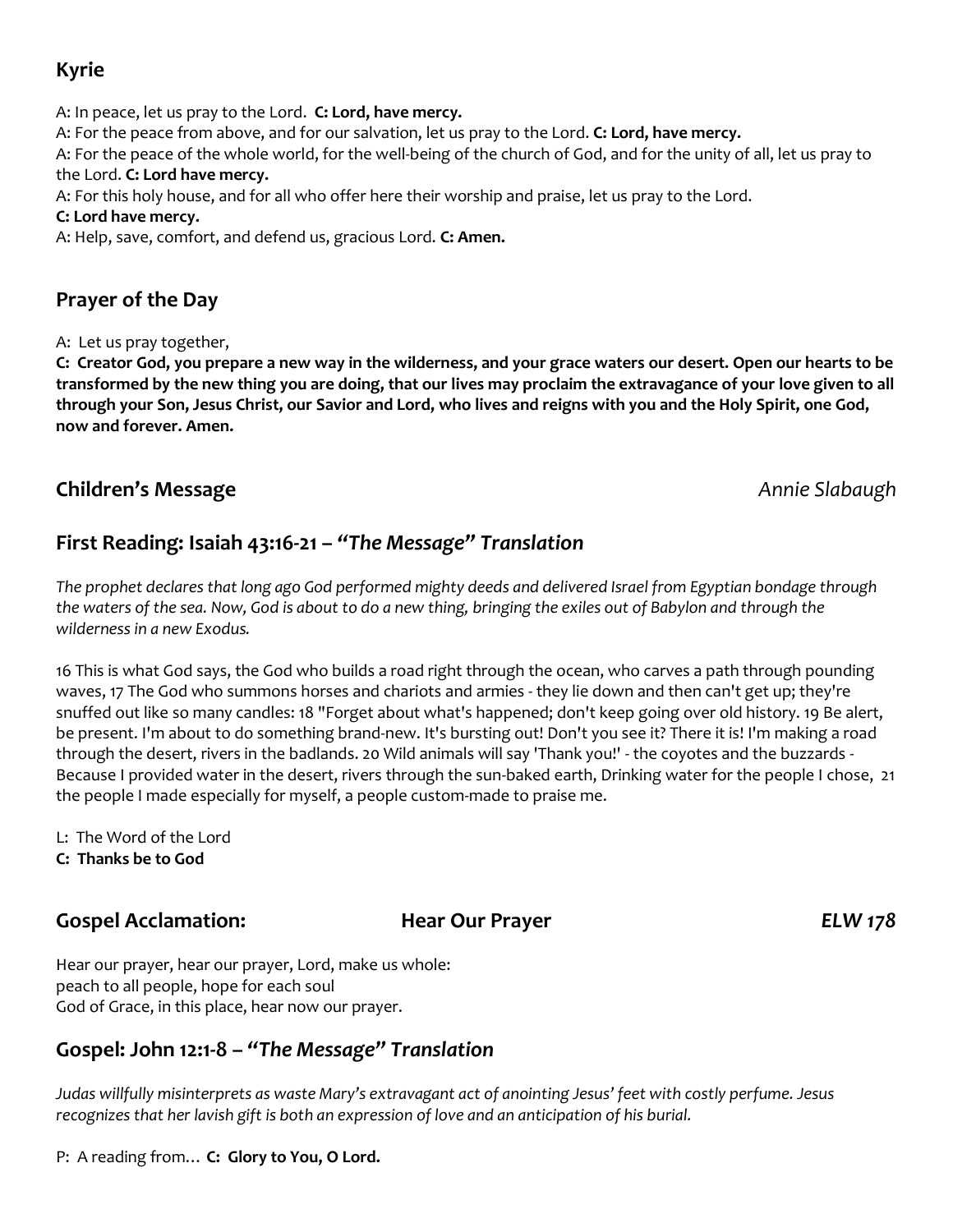## Kyrie

A: In peace, let us pray to the Lord. **C: Lord, have mercy.**

A: For the peace from above, and for our salvation, let us pray to the Lord. **C: Lord, have mercy.**

A: For the peace of the whole world, for the well-being of the church of God, and for the unity of all, let us pray to the Lord. **C: Lord have mercy.**

A: For this holy house, and for all who offer here their worship and praise, let us pray to the Lord.
**C: Lord have mercy.**

A: Help, save, comfort, and defend us, gracious Lord. **C: Amen.**

## Prayer of the Day

A: Let us pray together,

**C: Creator God, you prepare a new way in the wilderness, and your grace waters our desert. Open our hearts to be transformed by the new thing you are doing, that our lives may proclaim the extravagance of your love given to all through your Son, Jesus Christ, our Savior and Lord, who lives and reigns with you and the Holy Spirit, one God, now and forever. Amen.**

## Children's Message *Annie Slabaugh*

## First Reading: Isaiah 43:16-21 – *"The Message" Translation*

*The prophet declares that long ago God performed mighty deeds and delivered Israel from Egyptian bondage through the waters of the sea. Now, God is about to do a new thing, bringing the exiles out of Babylon and through the wilderness in a new Exodus.*

16 This is what God says, the God who builds a road right through the ocean, who carves a path through pounding waves, 17 The God who summons horses and chariots and armies - they lie down and then can't get up; they're snuffed out like so many candles: 18 "Forget about what's happened; don't keep going over old history. 19 Be alert, be present. I'm about to do something brand-new. It's bursting out! Don't you see it? There it is! I'm making a road through the desert, rivers in the badlands. 20 Wild animals will say 'Thank you!' - the coyotes and the buzzards - Because I provided water in the desert, rivers through the sun-baked earth, Drinking water for the people I chose, 21 the people I made especially for myself, a people custom-made to praise me.

L: The Word of the Lord
**C: Thanks be to God**

## Gospel Acclamation: Hear Our Prayer *ELW 178*

Hear our prayer, hear our prayer, Lord, make us whole:
peach to all people, hope for each soul
God of Grace, in this place, hear now our prayer.

## Gospel: John 12:1-8 – *"The Message" Translation*

*Judas willfully misinterprets as waste Mary's extravagant act of anointing Jesus' feet with costly perfume. Jesus recognizes that her lavish gift is both an expression of love and an anticipation of his burial.*

P: A reading from… **C: Glory to You, O Lord.**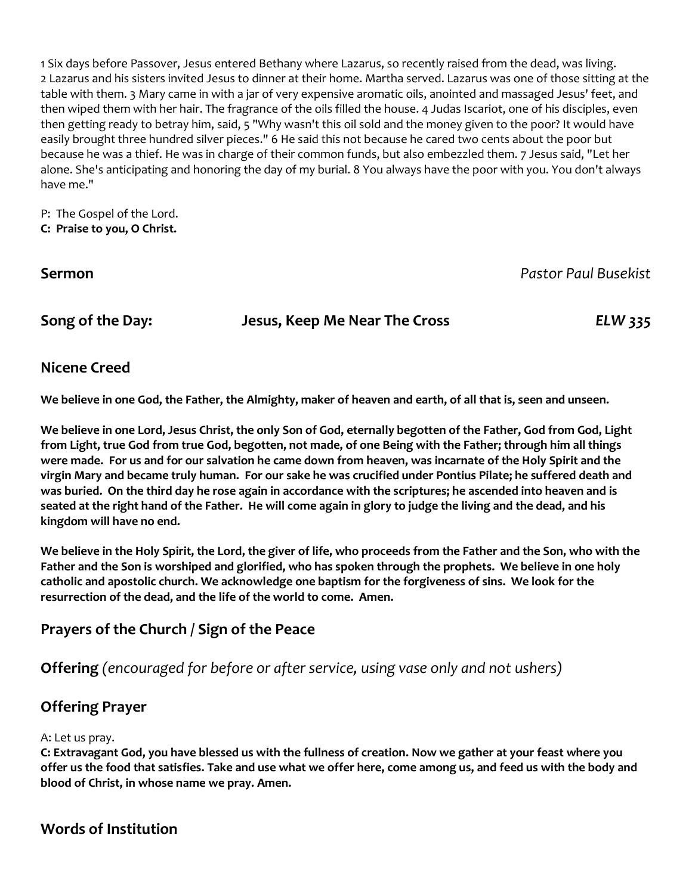1 Six days before Passover, Jesus entered Bethany where Lazarus, so recently raised from the dead, was living. 2 Lazarus and his sisters invited Jesus to dinner at their home. Martha served. Lazarus was one of those sitting at the table with them. 3 Mary came in with a jar of very expensive aromatic oils, anointed and massaged Jesus' feet, and then wiped them with her hair. The fragrance of the oils filled the house. 4 Judas Iscariot, one of his disciples, even then getting ready to betray him, said, 5 "Why wasn't this oil sold and the money given to the poor? It would have easily brought three hundred silver pieces." 6 He said this not because he cared two cents about the poor but because he was a thief. He was in charge of their common funds, but also embezzled them. 7 Jesus said, "Let her alone. She's anticipating and honoring the day of my burial. 8 You always have the poor with you. You don't always have me."

P: The Gospel of the Lord.
**C: Praise to you, O Christ.**

**Sermon** *Pastor Paul Busekist*

**Song of the Day: Jesus, Keep Me Near The Cross** *ELW 335*

## Nicene Creed

**We believe in one God, the Father, the Almighty, maker of heaven and earth, of all that is, seen and unseen.**

**We believe in one Lord, Jesus Christ, the only Son of God, eternally begotten of the Father, God from God, Light from Light, true God from true God, begotten, not made, of one Being with the Father; through him all things were made. For us and for our salvation he came down from heaven, was incarnate of the Holy Spirit and the virgin Mary and became truly human. For our sake he was crucified under Pontius Pilate; he suffered death and was buried. On the third day he rose again in accordance with the scriptures; he ascended into heaven and is seated at the right hand of the Father. He will come again in glory to judge the living and the dead, and his kingdom will have no end.**

**We believe in the Holy Spirit, the Lord, the giver of life, who proceeds from the Father and the Son, who with the Father and the Son is worshiped and glorified, who has spoken through the prophets. We believe in one holy catholic and apostolic church. We acknowledge one baptism for the forgiveness of sins. We look for the resurrection of the dead, and the life of the world to come. Amen.**

## Prayers of the Church / Sign of the Peace

## Offering *(encouraged for before or after service, using vase only and not ushers)*

## Offering Prayer

A: Let us pray.
**C: Extravagant God, you have blessed us with the fullness of creation. Now we gather at your feast where you offer us the food that satisfies. Take and use what we offer here, come among us, and feed us with the body and blood of Christ, in whose name we pray. Amen.**

## Words of Institution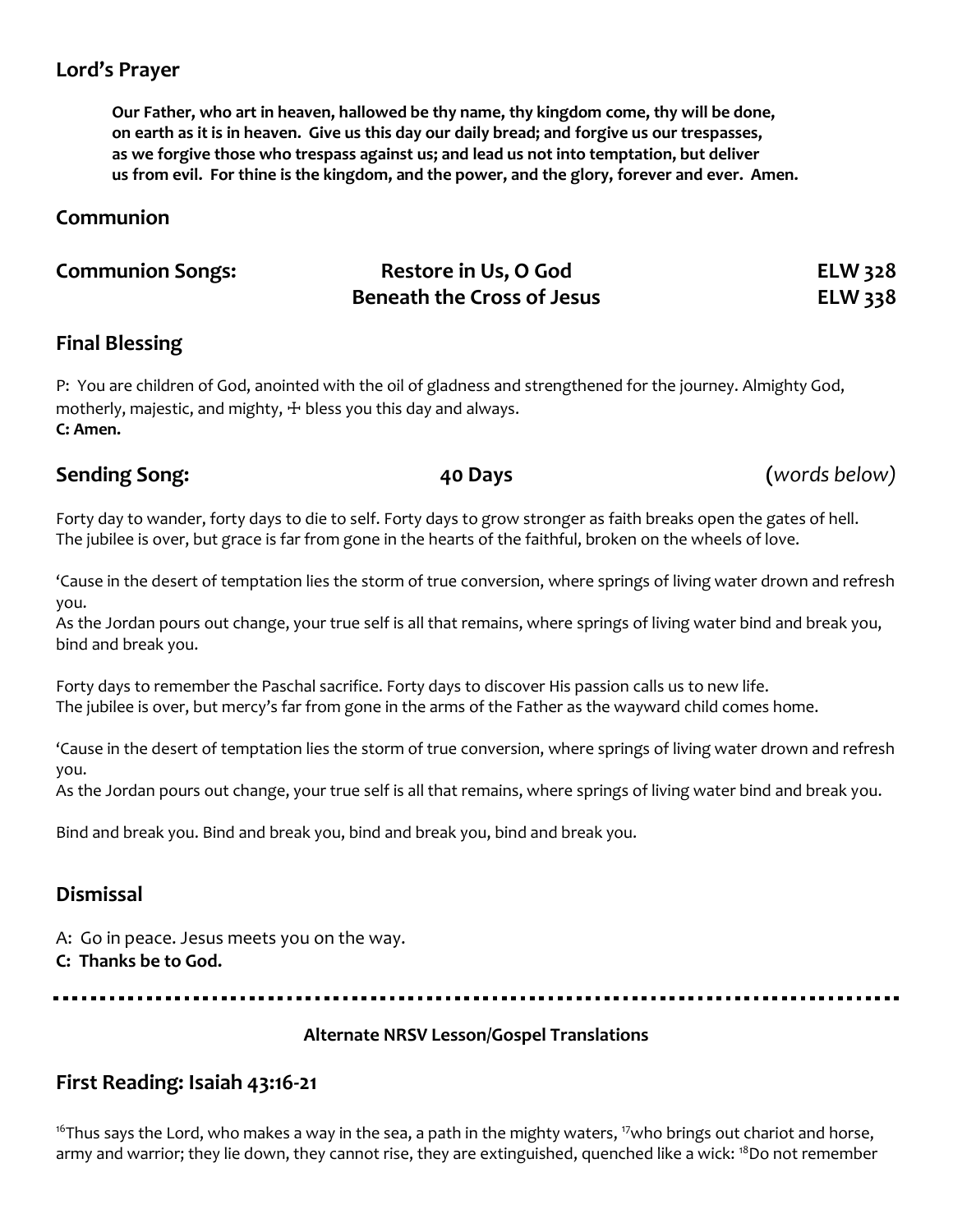## Lord's Prayer

**Our Father, who art in heaven, hallowed be thy name, thy kingdom come, thy will be done, on earth as it is in heaven. Give us this day our daily bread; and forgive us our trespasses, as we forgive those who trespass against us; and lead us not into temptation, but deliver us from evil. For thine is the kingdom, and the power, and the glory, forever and ever. Amen.**

## Communion

## Communion Songs:

| | | |
|---|---|---|
| | **Restore in Us, O God** | **ELW 328** |
| | **Beneath the Cross of Jesus** | **ELW 338** |

## Final Blessing

P: You are children of God, anointed with the oil of gladness and strengthened for the journey. Almighty God, motherly, majestic, and mighty, ☩ bless you this day and always.
**C: Amen.**

## Sending Song: 40 Days (*words below*)

Forty day to wander, forty days to die to self. Forty days to grow stronger as faith breaks open the gates of hell.
The jubilee is over, but grace is far from gone in the hearts of the faithful, broken on the wheels of love.

'Cause in the desert of temptation lies the storm of true conversion, where springs of living water drown and refresh you.
As the Jordan pours out change, your true self is all that remains, where springs of living water bind and break you, bind and break you.

Forty days to remember the Paschal sacrifice. Forty days to discover His passion calls us to new life.
The jubilee is over, but mercy's far from gone in the arms of the Father as the wayward child comes home.

'Cause in the desert of temptation lies the storm of true conversion, where springs of living water drown and refresh you.
As the Jordan pours out change, your true self is all that remains, where springs of living water bind and break you.

Bind and break you. Bind and break you, bind and break you, bind and break you.

## Dismissal

A: Go in peace. Jesus meets you on the way.
**C: Thanks be to God.**

---

**Alternate NRSV Lesson/Gospel Translations**

## First Reading: Isaiah 43:16-21

[16]Thus says the Lord, who makes a way in the sea, a path in the mighty waters, [17]who brings out chariot and horse, army and warrior; they lie down, they cannot rise, they are extinguished, quenched like a wick: [18]Do not remember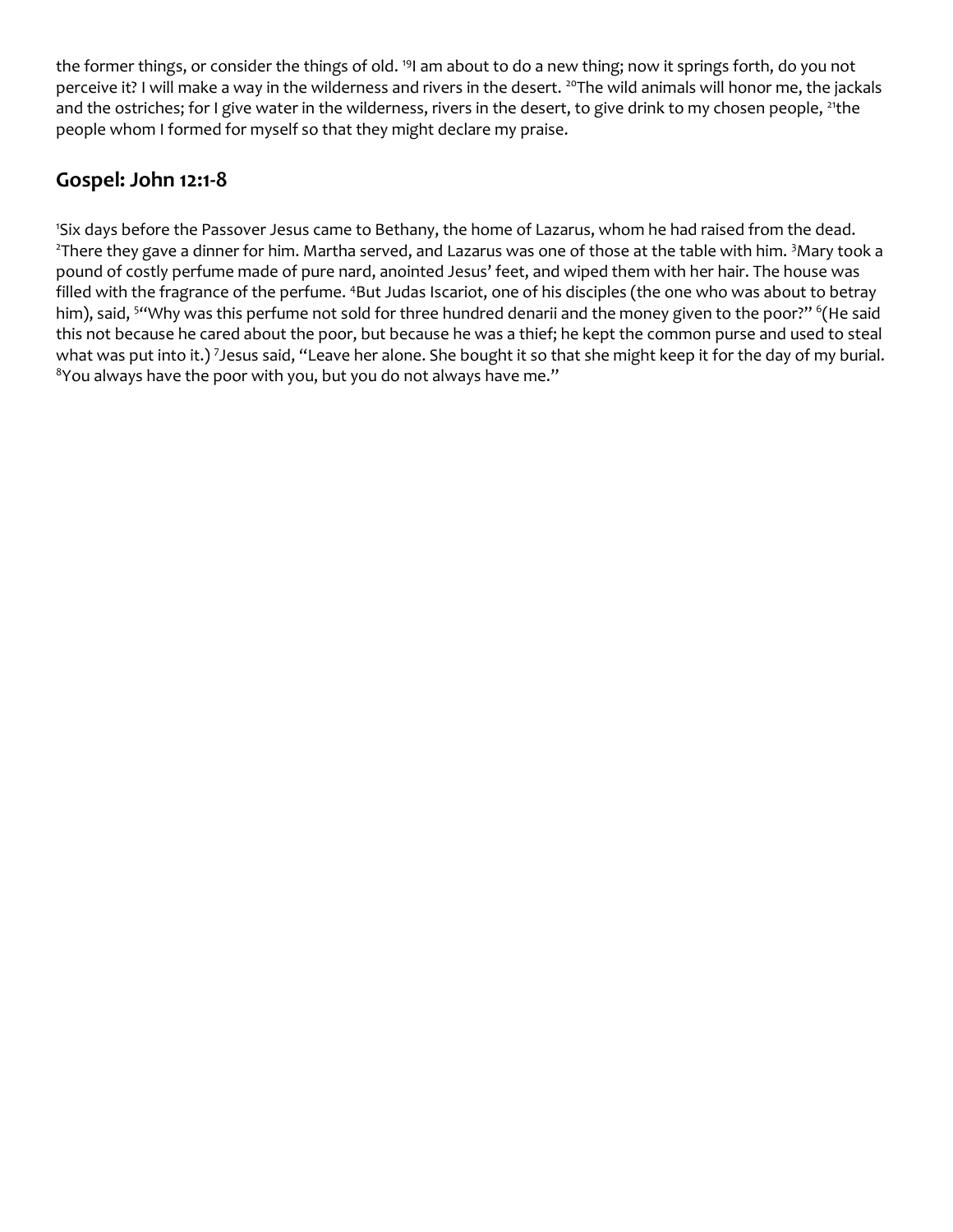the former things, or consider the things of old. [19]I am about to do a new thing; now it springs forth, do you not perceive it? I will make a way in the wilderness and rivers in the desert. [20]The wild animals will honor me, the jackals and the ostriches; for I give water in the wilderness, rivers in the desert, to give drink to my chosen people, [21]the people whom I formed for myself so that they might declare my praise.

## Gospel: John 12:1-8

[1]Six days before the Passover Jesus came to Bethany, the home of Lazarus, whom he had raised from the dead. [2]There they gave a dinner for him. Martha served, and Lazarus was one of those at the table with him. [3]Mary took a pound of costly perfume made of pure nard, anointed Jesus' feet, and wiped them with her hair. The house was filled with the fragrance of the perfume. [4]But Judas Iscariot, one of his disciples (the one who was about to betray him), said, [5]"Why was this perfume not sold for three hundred denarii and the money given to the poor?" [6](He said this not because he cared about the poor, but because he was a thief; he kept the common purse and used to steal what was put into it.) [7]Jesus said, "Leave her alone. She bought it so that she might keep it for the day of my burial. [8]You always have the poor with you, but you do not always have me."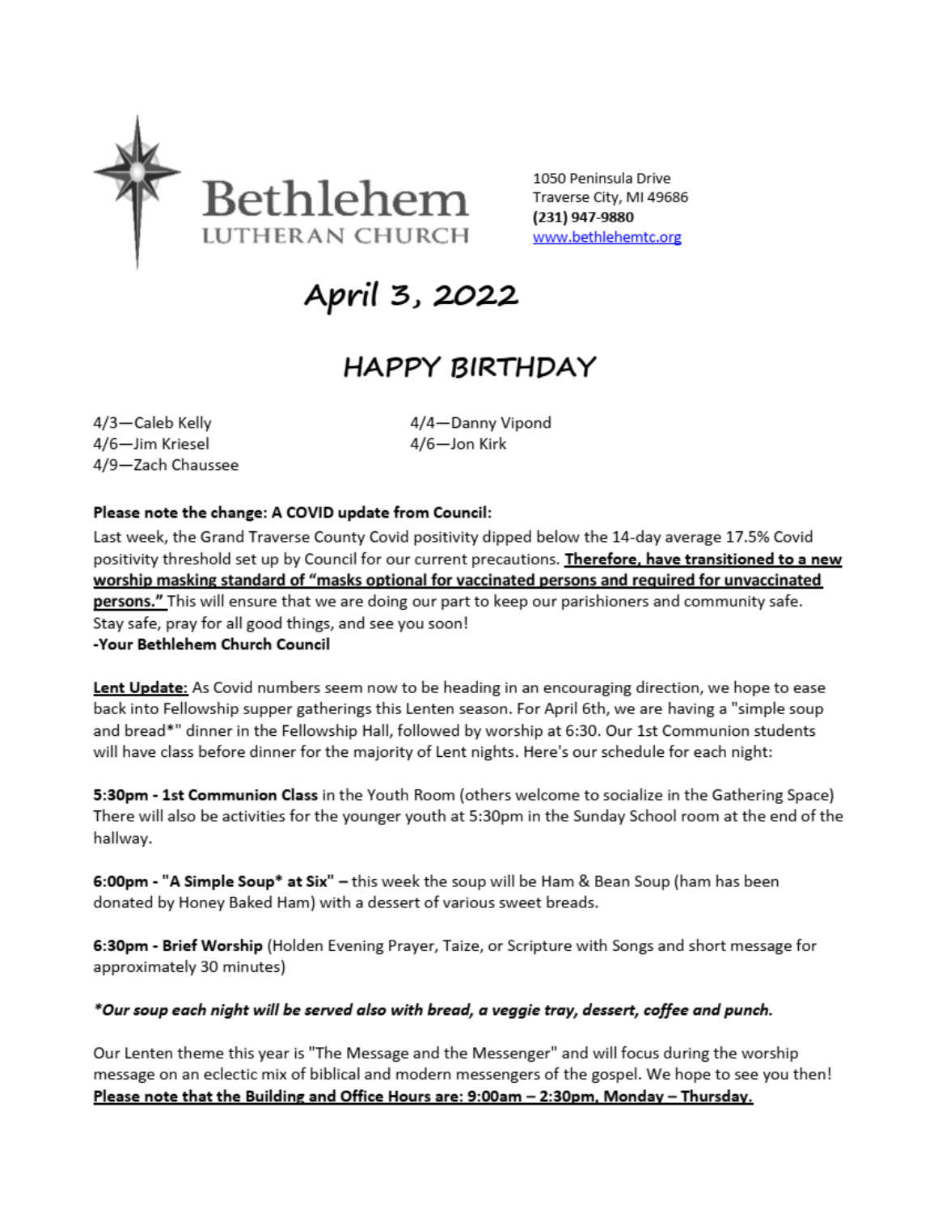# Bethlehem LUTHERAN CHURCH

1050 Peninsula Drive
Traverse City, MI 49686
**(231) 947-9880**
www.bethlehemtc.org

# April 3, 2022

## HAPPY BIRTHDAY

4/3—Caleb Kelly
4/4—Danny Vipond
4/6—Jim Kriesel
4/6—Jon Kirk
4/9—Zach Chaussee

**Please note the change: A COVID update from Council:**

Last week, the Grand Traverse County Covid positivity dipped below the 14-day average 17.5% Covid positivity threshold set up by Council for our current precautions. **Therefore, have transitioned to a new worship masking standard of "masks optional for vaccinated persons and required for unvaccinated persons."** This will ensure that we are doing our part to keep our parishioners and community safe. Stay safe, pray for all good things, and see you soon!

***-Your Bethlehem Church Council***

**Lent Update:** As Covid numbers seem now to be heading in an encouraging direction, we hope to ease back into Fellowship supper gatherings this Lenten season. For April 6th, we are having a "simple soup and bread*" dinner in the Fellowship Hall, followed by worship at 6:30. Our 1st Communion students will have class before dinner for the majority of Lent nights. Here's our schedule for each night:

**5:30pm - 1st Communion Class** in the Youth Room (others welcome to socialize in the Gathering Space) There will also be activities for the younger youth at 5:30pm in the Sunday School room at the end of the hallway.

**6:00pm - "A Simple Soup* at Six" –** this week the soup will be Ham & Bean Soup (ham has been donated by Honey Baked Ham) with a dessert of various sweet breads.

**6:30pm - Brief Worship** (Holden Evening Prayer, Taize, or Scripture with Songs and short message for approximately 30 minutes)

***\*Our soup each night will be served also with bread, a veggie tray, dessert, coffee and punch.***

Our Lenten theme this year is "The Message and the Messenger" and will focus during the worship message on an eclectic mix of biblical and modern messengers of the gospel. We hope to see you then!

**Please note that the Building and Office Hours are: 9:00am – 2:30pm, Monday – Thursday.**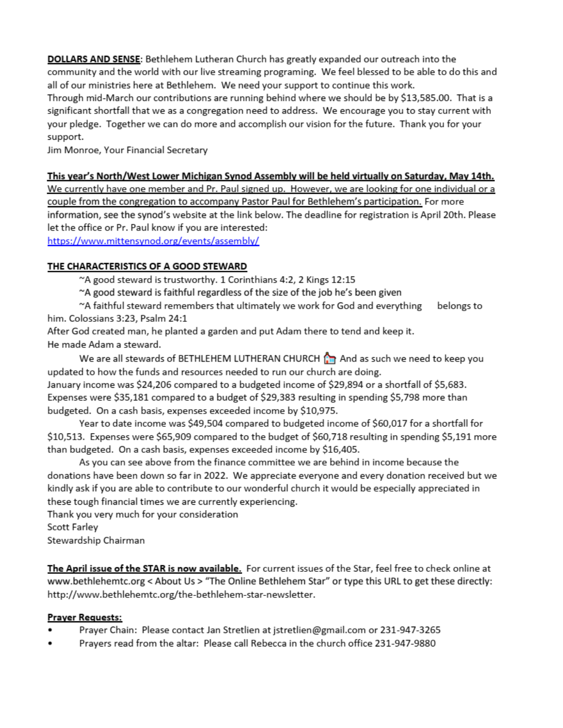**DOLLARS AND SENSE**: Bethlehem Lutheran Church has greatly expanded our outreach into the community and the world with our live streaming programing. We feel blessed to be able to do this and all of our ministries here at Bethlehem. We need your support to continue this work.
Through mid-March our contributions are running behind where we should be by $13,585.00. That is a significant shortfall that we as a congregation need to address. We encourage you to stay current with your pledge. Together we can do more and accomplish our vision for the future. Thank you for your support.
Jim Monroe, Your Financial Secretary

**This year's North/West Lower Michigan Synod Assembly will be held virtually on Saturday, May 14th. We currently have one member and Pr. Paul signed up. However, we are looking for one individual or a couple from the congregation to accompany Pastor Paul for Bethlehem's participation.** For more information, see the synod's website at the link below. The deadline for registration is April 20th. Please let the office or Pr. Paul know if you are interested:
https://www.mittensynod.org/events/assembly/

**THE CHARACTERISTICS OF A GOOD STEWARD**

~A good steward is trustworthy. 1 Corinthians 4:2, 2 Kings 12:15

~A good steward is faithful regardless of the size of the job he's been given

~A faithful steward remembers that ultimately we work for God and everything belongs to him. Colossians 3:23, Psalm 24:1

After God created man, he planted a garden and put Adam there to tend and keep it.
He made Adam a steward.

We are all stewards of BETHLEHEM LUTHERAN CHURCH 🏠 And as such we need to keep you updated to how the funds and resources needed to run our church are doing.
January income was $24,206 compared to a budgeted income of $29,894 or a shortfall of $5,683. Expenses were $35,181 compared to a budget of $29,383 resulting in spending $5,798 more than budgeted. On a cash basis, expenses exceeded income by $10,975.

Year to date income was $49,504 compared to budgeted income of $60,017 for a shortfall for $10,513. Expenses were $65,909 compared to the budget of $60,718 resulting in spending $5,191 more than budgeted. On a cash basis, expenses exceeded income by $16,405.

As you can see above from the finance committee we are behind in income because the donations have been down so far in 2022. We appreciate everyone and every donation received but we kindly ask if you are able to contribute to our wonderful church it would be especially appreciated in these tough financial times we are currently experiencing.
Thank you very much for your consideration
Scott Farley
Stewardship Chairman

**The April issue of the STAR is now available.** For current issues of the Star, feel free to check online at www.bethlehemtc.org < About Us > "The Online Bethlehem Star" or type this URL to get these directly: http://www.bethlehemtc.org/the-bethlehem-star-newsletter.

**Prayer Requests:**

- Prayer Chain: Please contact Jan Stretlien at jstretlien@gmail.com or 231-947-3265
- Prayers read from the altar: Please call Rebecca in the church office 231-947-9880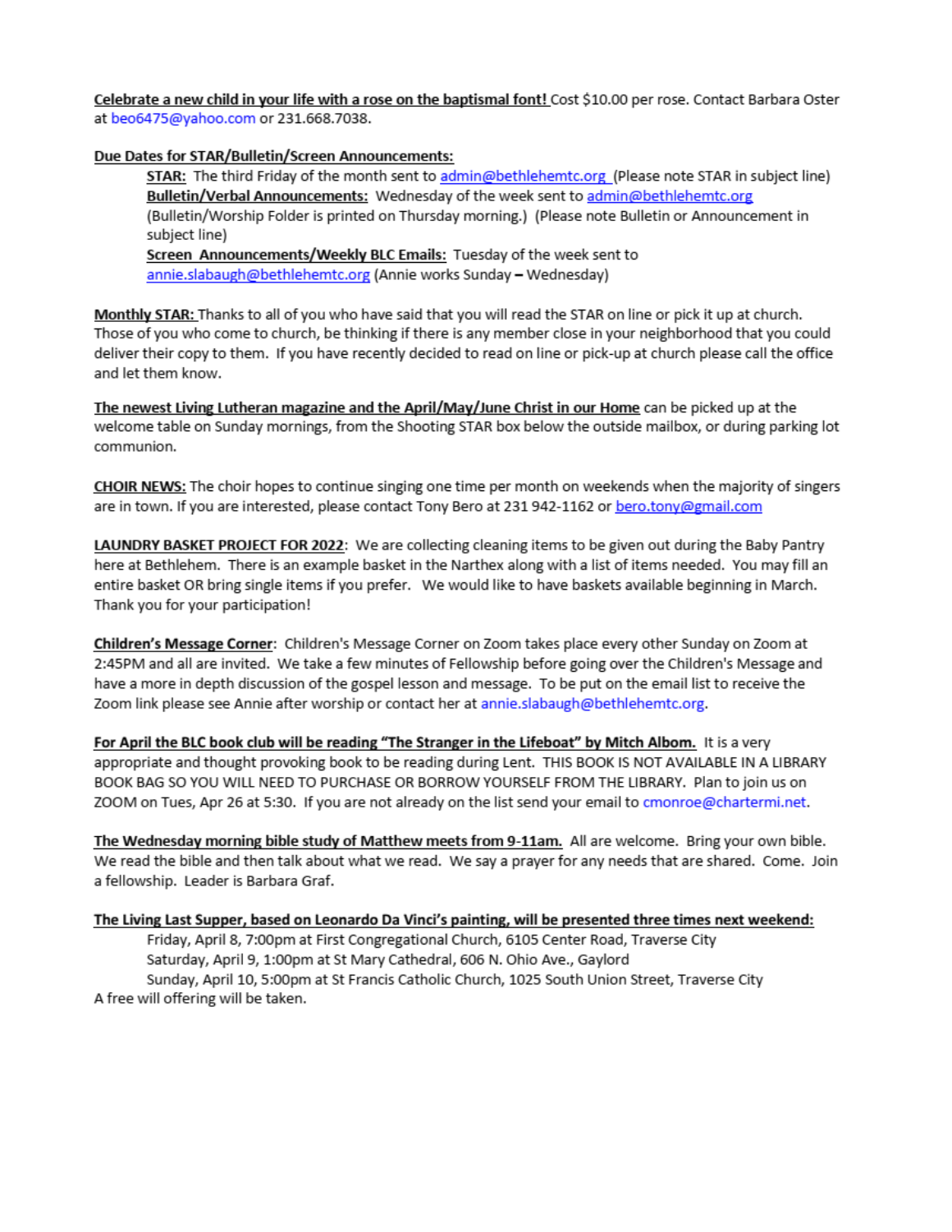**Celebrate a new child in your life with a rose on the baptismal font!** Cost $10.00 per rose. Contact Barbara Oster at beo6475@yahoo.com or 231.668.7038.

**Due Dates for STAR/Bulletin/Screen Announcements:**

> **STAR:** The third Friday of the month sent to admin@bethlehemtc.org (Please note STAR in subject line)
> **Bulletin/Verbal Announcements:** Wednesday of the week sent to admin@bethlehemtc.org (Bulletin/Worship Folder is printed on Thursday morning.) (Please note Bulletin or Announcement in subject line)
> **Screen Announcements/Weekly BLC Emails:** Tuesday of the week sent to annie.slabaugh@bethlehemtc.org (Annie works Sunday – Wednesday)

**Monthly STAR:** Thanks to all of you who have said that you will read the STAR on line or pick it up at church. Those of you who come to church, be thinking if there is any member close in your neighborhood that you could deliver their copy to them. If you have recently decided to read on line or pick-up at church please call the office and let them know.

**The newest Living Lutheran magazine and the April/May/June Christ in our Home** can be picked up at the welcome table on Sunday mornings, from the Shooting STAR box below the outside mailbox, or during parking lot communion.

**CHOIR NEWS:** The choir hopes to continue singing one time per month on weekends when the majority of singers are in town. If you are interested, please contact Tony Bero at 231 942-1162 or bero.tony@gmail.com

**LAUNDRY BASKET PROJECT FOR 2022**: We are collecting cleaning items to be given out during the Baby Pantry here at Bethlehem. There is an example basket in the Narthex along with a list of items needed. You may fill an entire basket OR bring single items if you prefer. We would like to have baskets available beginning in March. Thank you for your participation!

**Children's Message Corner**: Children's Message Corner on Zoom takes place every other Sunday on Zoom at 2:45PM and all are invited. We take a few minutes of Fellowship before going over the Children's Message and have a more in depth discussion of the gospel lesson and message. To be put on the email list to receive the Zoom link please see Annie after worship or contact her at annie.slabaugh@bethlehemtc.org.

**For April the BLC book club will be reading "The Stranger in the Lifeboat" by Mitch Albom.** It is a very appropriate and thought provoking book to be reading during Lent. THIS BOOK IS NOT AVAILABLE IN A LIBRARY BOOK BAG SO YOU WILL NEED TO PURCHASE OR BORROW YOURSELF FROM THE LIBRARY. Plan to join us on ZOOM on Tues, Apr 26 at 5:30. If you are not already on the list send your email to cmonroe@chartermi.net.

**The Wednesday morning bible study of Matthew meets from 9-11am.** All are welcome. Bring your own bible. We read the bible and then talk about what we read. We say a prayer for any needs that are shared. Come. Join a fellowship. Leader is Barbara Graf.

**The Living Last Supper, based on Leonardo Da Vinci's painting, will be presented three times next weekend:**

> Friday, April 8, 7:00pm at First Congregational Church, 6105 Center Road, Traverse City
> Saturday, April 9, 1:00pm at St Mary Cathedral, 606 N. Ohio Ave., Gaylord
> Sunday, April 10, 5:00pm at St Francis Catholic Church, 1025 South Union Street, Traverse City

A free will offering will be taken.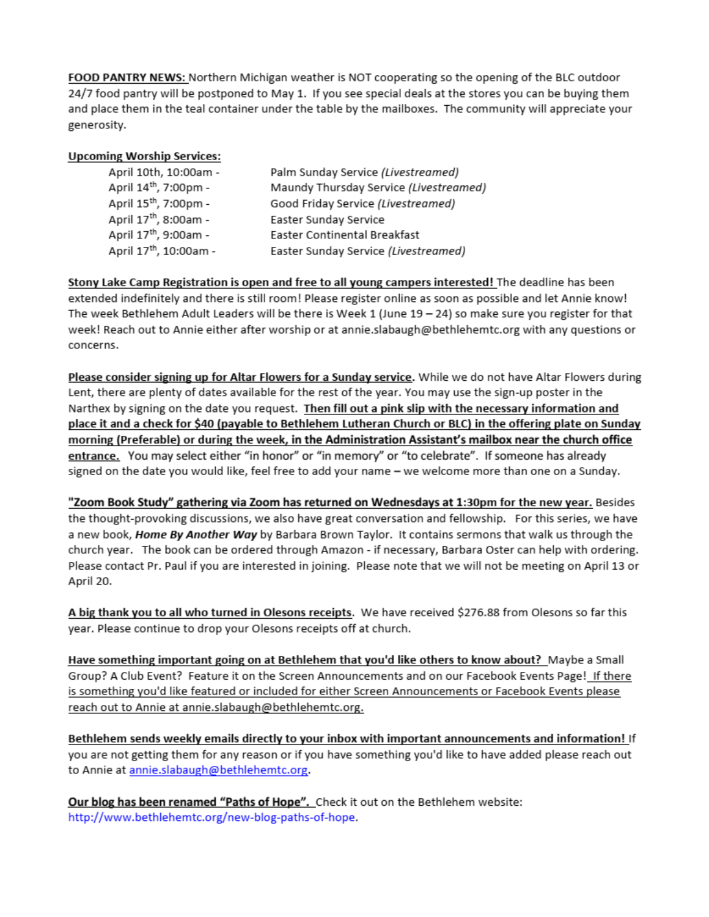**FOOD PANTRY NEWS:** Northern Michigan weather is NOT cooperating so the opening of the BLC outdoor 24/7 food pantry will be postponed to May 1. If you see special deals at the stores you can be buying them and place them in the teal container under the table by the mailboxes. The community will appreciate your generosity.

**Upcoming Worship Services:**

| | |
|---|---|
| April 10th, 10:00am - | Palm Sunday Service *(Livestreamed)* |
| April 14th, 7:00pm - | Maundy Thursday Service *(Livestreamed)* |
| April 15th, 7:00pm - | Good Friday Service *(Livestreamed)* |
| April 17th, 8:00am - | Easter Sunday Service |
| April 17th, 9:00am - | Easter Continental Breakfast |
| April 17th, 10:00am - | Easter Sunday Service *(Livestreamed)* |

**Stony Lake Camp Registration is open and free to all young campers interested!** The deadline has been extended indefinitely and there is still room! Please register online as soon as possible and let Annie know! The week Bethlehem Adult Leaders will be there is Week 1 (June 19 – 24) so make sure you register for that week! Reach out to Annie either after worship or at annie.slabaugh@bethlehemtc.org with any questions or concerns.

**Please consider signing up for Altar Flowers for a Sunday service.** While we do not have Altar Flowers during Lent, there are plenty of dates available for the rest of the year. You may use the sign-up poster in the Narthex by signing on the date you request. **Then fill out a pink slip with the necessary information and place it and a check for $40 (payable to Bethlehem Lutheran Church or BLC) in the offering plate on Sunday morning (Preferable) or during the week, in the Administration Assistant's mailbox near the church office entrance.** You may select either "in honor" or "in memory" or "to celebrate". If someone has already signed on the date you would like, feel free to add your name – we welcome more than one on a Sunday.

**"Zoom Book Study" gathering via Zoom has returned on Wednesdays at 1:30pm for the new year.** Besides the thought-provoking discussions, we also have great conversation and fellowship. For this series, we have a new book, ***Home By Another Way*** by Barbara Brown Taylor. It contains sermons that walk us through the church year. The book can be ordered through Amazon - if necessary, Barbara Oster can help with ordering. Please contact Pr. Paul if you are interested in joining. Please note that we will not be meeting on April 13 or April 20.

**A big thank you to all who turned in Olesons receipts**. We have received $276.88 from Olesons so far this year. Please continue to drop your Olesons receipts off at church.

**Have something important going on at Bethlehem that you'd like others to know about?** Maybe a Small Group? A Club Event? Feature it on the Screen Announcements and on our Facebook Events Page! If there is something you'd like featured or included for either Screen Announcements or Facebook Events please reach out to Annie at annie.slabaugh@bethlehemtc.org.

**Bethlehem sends weekly emails directly to your inbox with important announcements and information!** If you are not getting them for any reason or if you have something you'd like to have added please reach out to Annie at annie.slabaugh@bethlehemtc.org.

**Our blog has been renamed "Paths of Hope".** Check it out on the Bethlehem website: http://www.bethlehemtc.org/new-blog-paths-of-hope.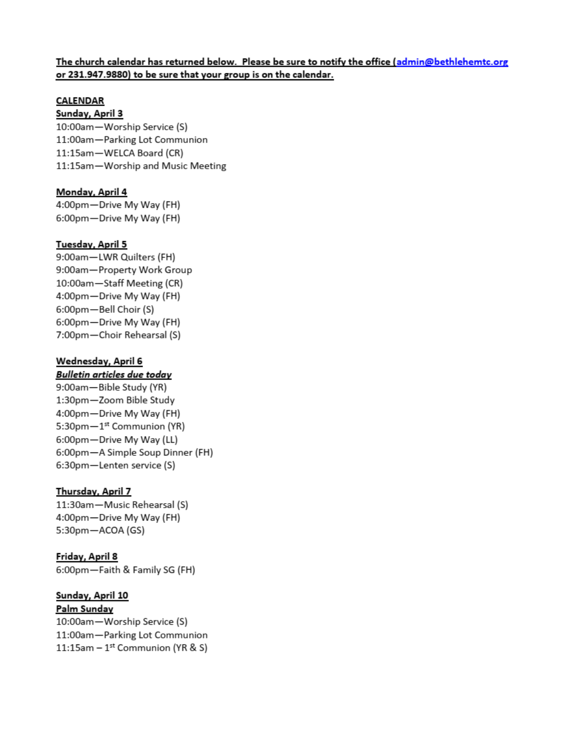**The church calendar has returned below. Please be sure to notify the office (admin@bethlehemtc.org or 231.947.9880) to be sure that your group is on the calendar.**

**CALENDAR**

**Sunday, April 3**

10:00am—Worship Service (S)
11:00am—Parking Lot Communion
11:15am—WELCA Board (CR)
11:15am—Worship and Music Meeting

**Monday, April 4**

4:00pm—Drive My Way (FH)
6:00pm—Drive My Way (FH)

**Tuesday, April 5**

9:00am—LWR Quilters (FH)
9:00am—Property Work Group
10:00am—Staff Meeting (CR)
4:00pm—Drive My Way (FH)
6:00pm—Bell Choir (S)
6:00pm—Drive My Way (FH)
7:00pm—Choir Rehearsal (S)

**Wednesday, April 6**

***Bulletin articles due today***

9:00am—Bible Study (YR)
1:30pm—Zoom Bible Study
4:00pm—Drive My Way (FH)
5:30pm—1st Communion (YR)
6:00pm—Drive My Way (LL)
6:00pm—A Simple Soup Dinner (FH)
6:30pm—Lenten service (S)

**Thursday, April 7**

11:30am—Music Rehearsal (S)
4:00pm—Drive My Way (FH)
5:30pm—ACOA (GS)

**Friday, April 8**

6:00pm—Faith & Family SG (FH)

**Sunday, April 10**

**Palm Sunday**

10:00am—Worship Service (S)
11:00am—Parking Lot Communion
11:15am – 1st Communion (YR & S)